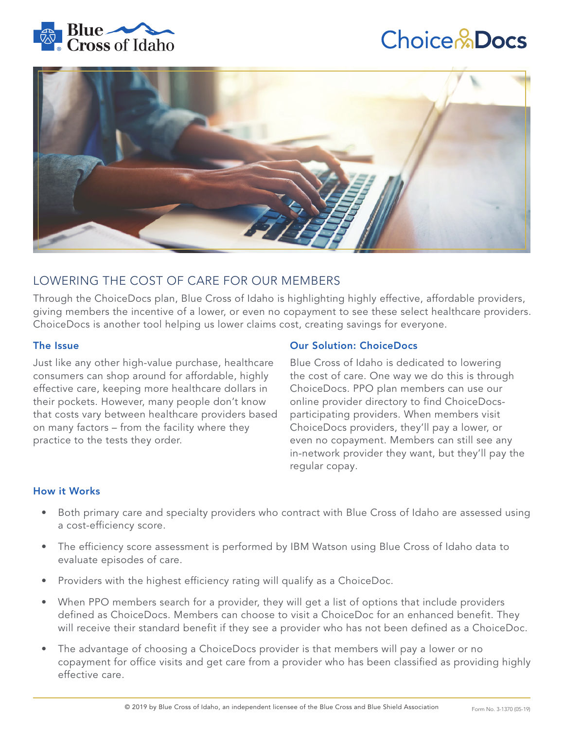Blue Cross of Idaho

ChoiceDocs

## LOWERING THE COST OF CARE FOR OUR MEMBERS

Through the ChoiceDocs plan, Blue Cross of Idaho is highlighting highly effective, affordable providers, giving members the incentive of a lower, or even no copayment to see these select healthcare providers. ChoiceDocs is another tool helping us lower claims cost, creating savings for everyone.

### The Issue

Just like any other high-value purchase, healthcare consumers can shop around for affordable, highly effective care, keeping more healthcare dollars in their pockets. However, many people don't know that costs vary between healthcare providers based on many factors – from the facility where they practice to the tests they order.

### Our Solution: ChoiceDocs

Blue Cross of Idaho is dedicated to lowering the cost of care. One way we do this is through ChoiceDocs. PPO plan members can use our online provider directory to find ChoiceDocs-participating providers. When members visit ChoiceDocs providers, they'll pay a lower, or even no copayment. Members can still see any in-network provider they want, but they'll pay the regular copay.

### How it Works

- Both primary care and specialty providers who contract with Blue Cross of Idaho are assessed using a cost-efficiency score.
- The efficiency score assessment is performed by IBM Watson using Blue Cross of Idaho data to evaluate episodes of care.
- Providers with the highest efficiency rating will qualify as a ChoiceDoc.
- When PPO members search for a provider, they will get a list of options that include providers defined as ChoiceDocs. Members can choose to visit a ChoiceDoc for an enhanced benefit. They will receive their standard benefit if they see a provider who has not been defined as a ChoiceDoc.
- The advantage of choosing a ChoiceDocs provider is that members will pay a lower or no copayment for office visits and get care from a provider who has been classified as providing highly effective care.

© 2019 by Blue Cross of Idaho, an independent licensee of the Blue Cross and Blue Shield Association

Form No. 3-1370 (05-19)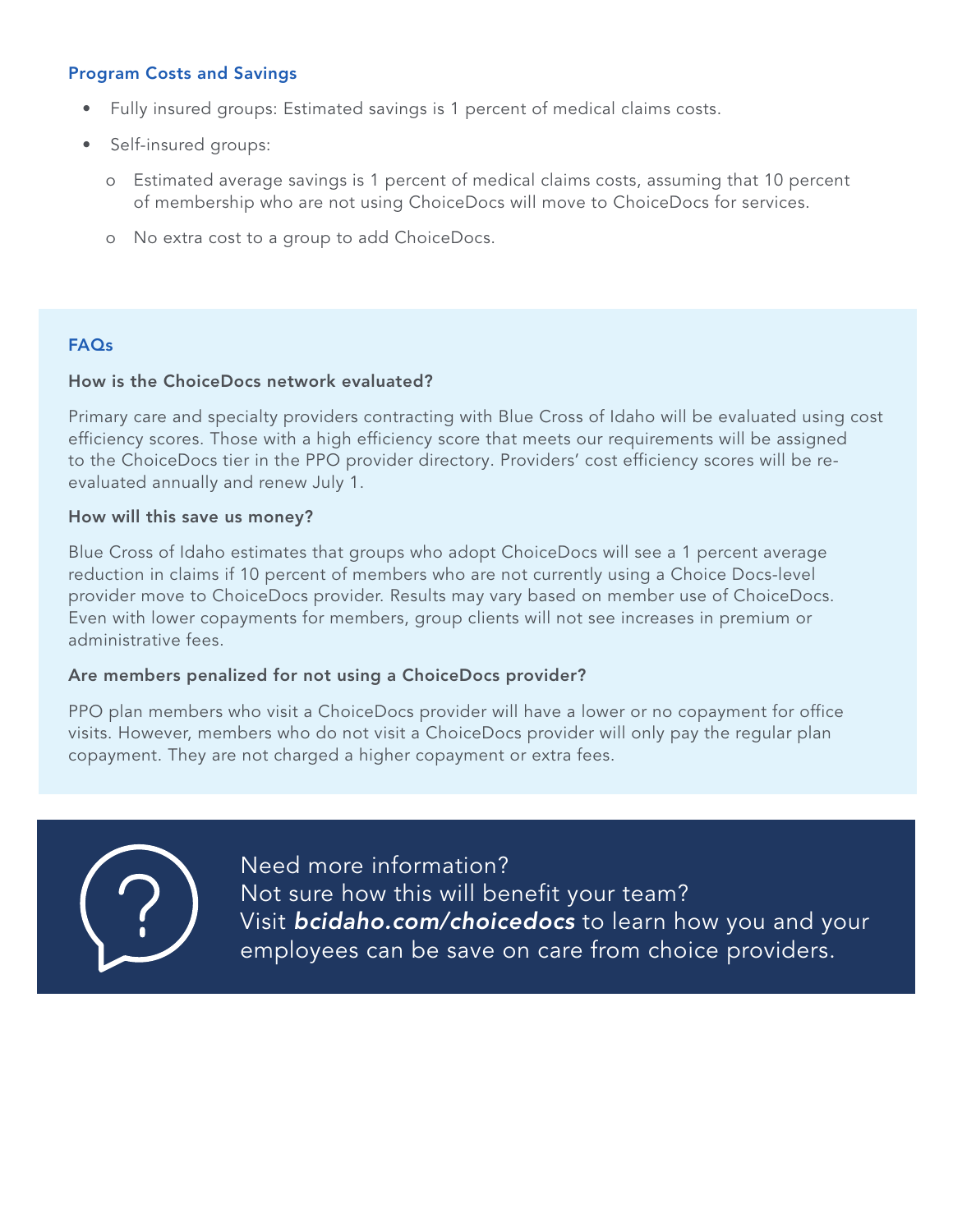### Program Costs and Savings

- Fully insured groups: Estimated savings is 1 percent of medical claims costs.
- Self-insured groups:
  - Estimated average savings is 1 percent of medical claims costs, assuming that 10 percent of membership who are not using ChoiceDocs will move to ChoiceDocs for services.
  - No extra cost to a group to add ChoiceDocs.

### FAQs

**How is the ChoiceDocs network evaluated?**

Primary care and specialty providers contracting with Blue Cross of Idaho will be evaluated using cost efficiency scores. Those with a high efficiency score that meets our requirements will be assigned to the ChoiceDocs tier in the PPO provider directory. Providers' cost efficiency scores will be re-evaluated annually and renew July 1.

**How will this save us money?**

Blue Cross of Idaho estimates that groups who adopt ChoiceDocs will see a 1 percent average reduction in claims if 10 percent of members who are not currently using a Choice Docs-level provider move to ChoiceDocs provider. Results may vary based on member use of ChoiceDocs. Even with lower copayments for members, group clients will not see increases in premium or administrative fees.

**Are members penalized for not using a ChoiceDocs provider?**

PPO plan members who visit a ChoiceDocs provider will have a lower or no copayment for office visits. However, members who do not visit a ChoiceDocs provider will only pay the regular plan copayment. They are not charged a higher copayment or extra fees.

Need more information?
Not sure how this will benefit your team?
Visit ***bcidaho.com/choicedocs*** to learn how you and your employees can be save on care from choice providers.